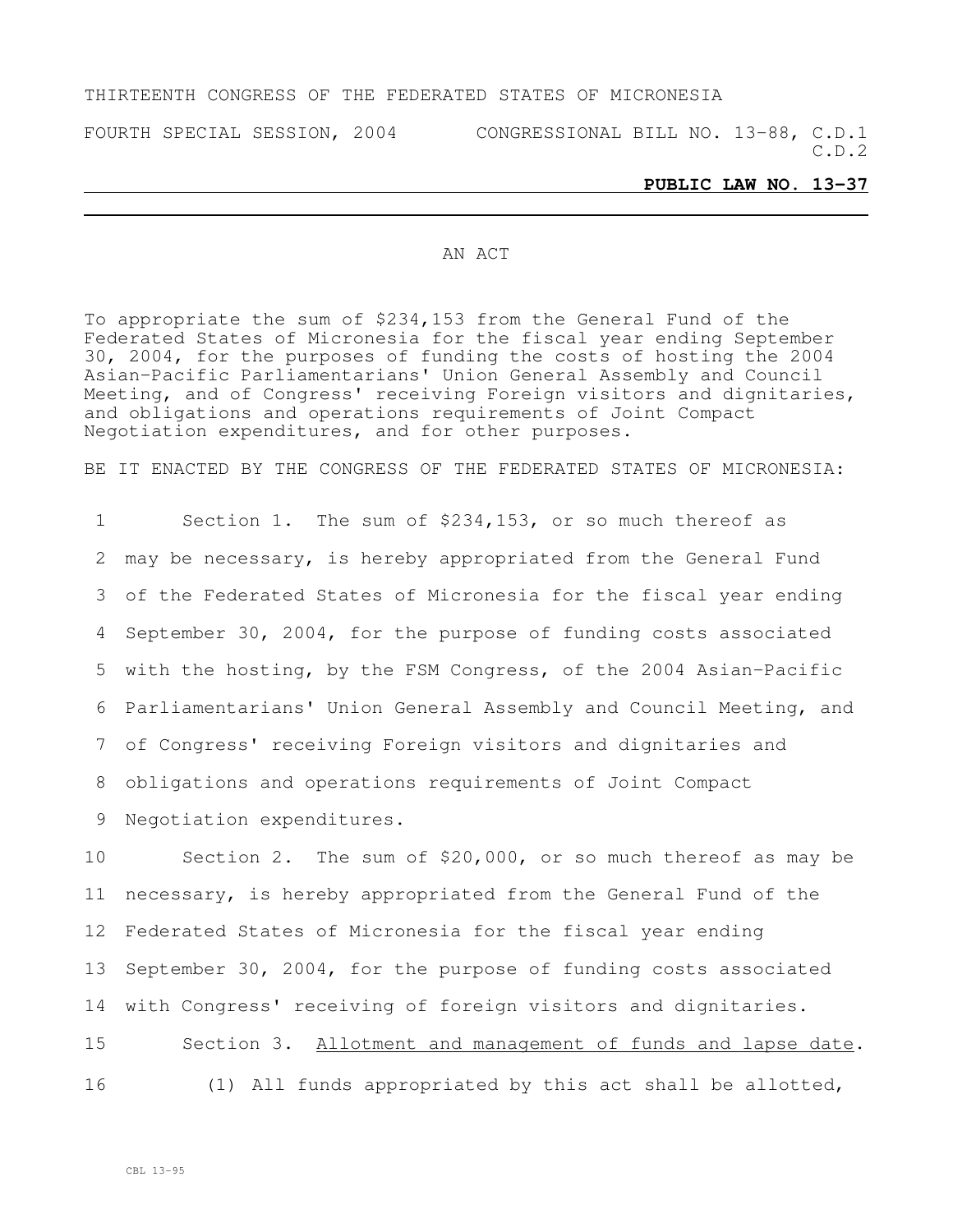THIRTEENTH CONGRESS OF THE FEDERATED STATES OF MICRONESIA

FOURTH SPECIAL SESSION, 2004 CONGRESSIONAL BILL NO. 13-88, C.D.1
C.D.2

**PUBLIC LAW NO. 13-37**

---

AN ACT

To appropriate the sum of $234,153 from the General Fund of the Federated States of Micronesia for the fiscal year ending September 30, 2004, for the purposes of funding the costs of hosting the 2004 Asian-Pacific Parliamentarians' Union General Assembly and Council Meeting, and of Congress' receiving Foreign visitors and dignitaries, and obligations and operations requirements of Joint Compact Negotiation expenditures, and for other purposes.

BE IT ENACTED BY THE CONGRESS OF THE FEDERATED STATES OF MICRONESIA:

1 Section 1. The sum of $234,153, or so much thereof as
2 may be necessary, is hereby appropriated from the General Fund
3 of the Federated States of Micronesia for the fiscal year ending
4 September 30, 2004, for the purpose of funding costs associated
5 with the hosting, by the FSM Congress, of the 2004 Asian-Pacific
6 Parliamentarians' Union General Assembly and Council Meeting, and
7 of Congress' receiving Foreign visitors and dignitaries and
8 obligations and operations requirements of Joint Compact
9 Negotiation expenditures.

10 Section 2. The sum of $20,000, or so much thereof as may be
11 necessary, is hereby appropriated from the General Fund of the
12 Federated States of Micronesia for the fiscal year ending
13 September 30, 2004, for the purpose of funding costs associated
14 with Congress' receiving of foreign visitors and dignitaries.

15 Section 3. Allotment and management of funds and lapse date.

16 (1) All funds appropriated by this act shall be allotted,

CBL 13-95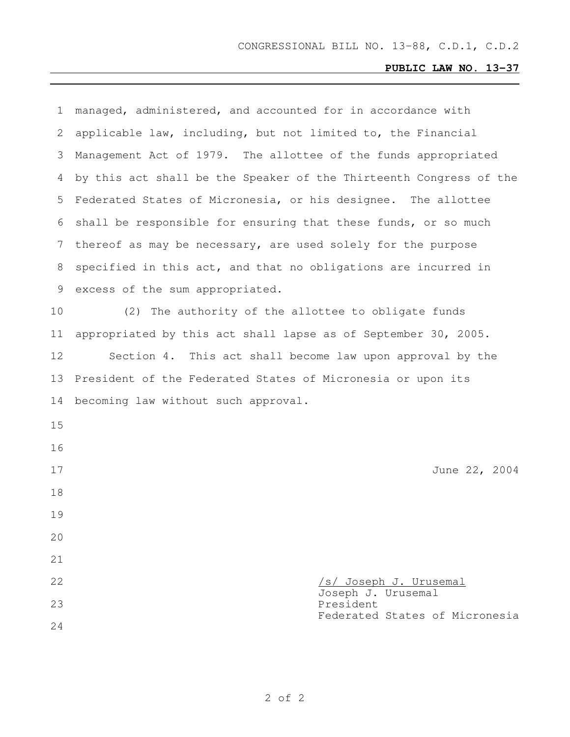managed, administered, and accounted for in accordance with applicable law, including, but not limited to, the Financial Management Act of 1979. The allottee of the funds appropriated by this act shall be the Speaker of the Thirteenth Congress of the Federated States of Micronesia, or his designee. The allottee shall be responsible for ensuring that these funds, or so much thereof as may be necessary, are used solely for the purpose specified in this act, and that no obligations are incurred in excess of the sum appropriated.

(2) The authority of the allottee to obligate funds appropriated by this act shall lapse as of September 30, 2005.

Section 4. This act shall become law upon approval by the President of the Federated States of Micronesia or upon its becoming law without such approval.

June 22, 2004

/s/ Joseph J. Urusemal
Joseph J. Urusemal
President
Federated States of Micronesia